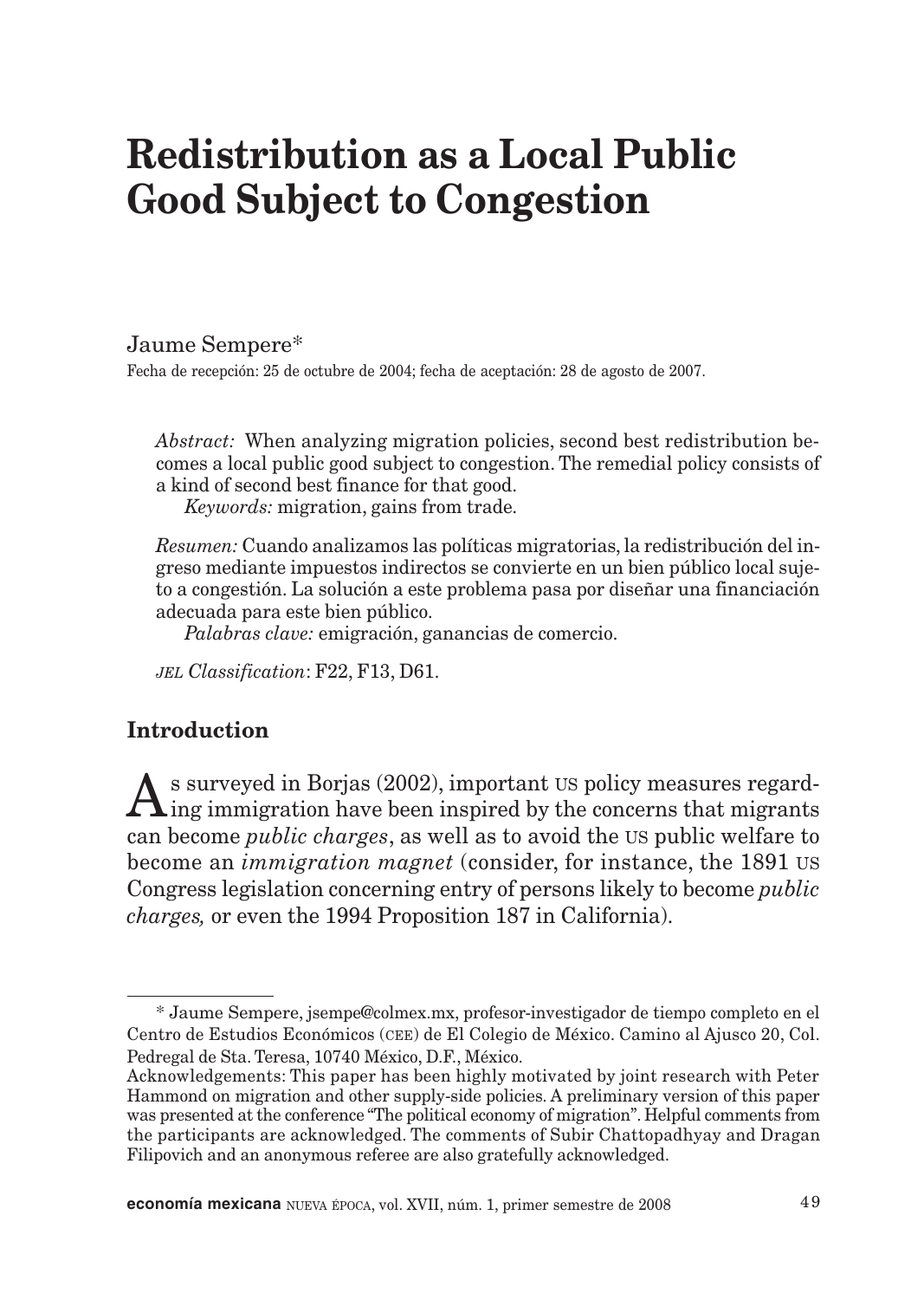# Redistribution as a Local Public Good Subject to Congestion

Jaume Sempere*

Fecha de recepción: 25 de octubre de 2004; fecha de aceptación: 28 de agosto de 2007.

*Abstract:* When analyzing migration policies, second best redistribution becomes a local public good subject to congestion. The remedial policy consists of a kind of second best finance for that good.

*Keywords:* migration, gains from trade.

*Resumen:* Cuando analizamos las políticas migratorias, la redistribución del ingreso mediante impuestos indirectos se convierte en un bien público local sujeto a congestión. La solución a este problema pasa por diseñar una financiación adecuada para este bien público.

*Palabras clave:* emigración, ganancias de comercio.

*JEL Classification*: F22, F13, D61.

## Introduction

As surveyed in Borjas (2002), important US policy measures regarding immigration have been inspired by the concerns that migrants can become *public charges*, as well as to avoid the US public welfare to become an *immigration magnet* (consider, for instance, the 1891 US Congress legislation concerning entry of persons likely to become *public charges,* or even the 1994 Proposition 187 in California).

---

\* Jaume Sempere, jsempe@colmex.mx, profesor-investigador de tiempo completo en el Centro de Estudios Económicos (CEE) de El Colegio de México. Camino al Ajusco 20, Col. Pedregal de Sta. Teresa, 10740 México, D.F., México.

Acknowledgements: This paper has been highly motivated by joint research with Peter Hammond on migration and other supply-side policies. A preliminary version of this paper was presented at the conference "The political economy of migration". Helpful comments from the participants are acknowledged. The comments of Subir Chattopadhyay and Dragan Filipovich and an anonymous referee are also gratefully acknowledged.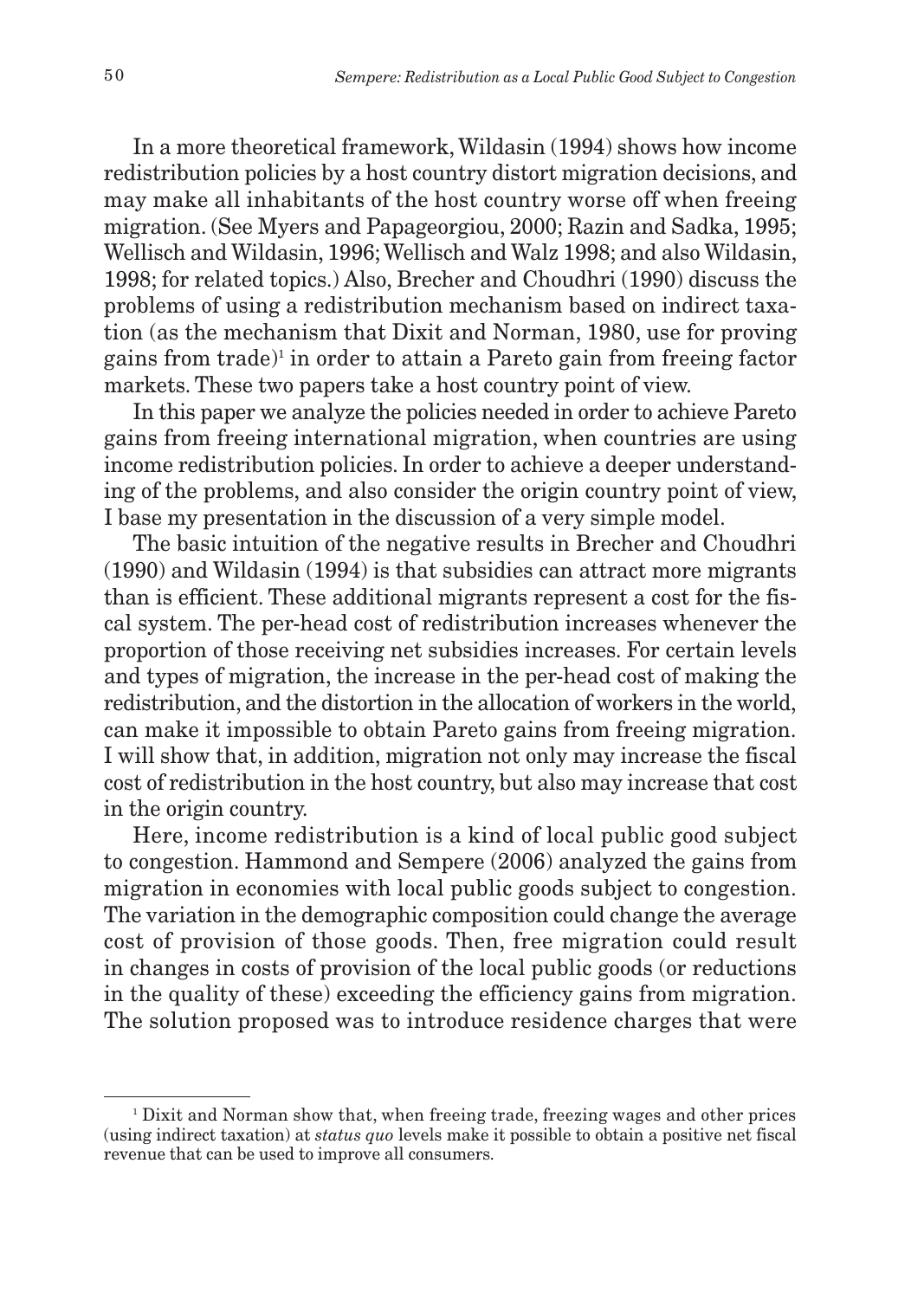In a more theoretical framework, Wildasin (1994) shows how income redistribution policies by a host country distort migration decisions, and may make all inhabitants of the host country worse off when freeing migration. (See Myers and Papageorgiou, 2000; Razin and Sadka, 1995; Wellisch and Wildasin, 1996; Wellisch and Walz 1998; and also Wildasin, 1998; for related topics.) Also, Brecher and Choudhri (1990) discuss the problems of using a redistribution mechanism based on indirect taxation (as the mechanism that Dixit and Norman, 1980, use for proving gains from trade)[1] in order to attain a Pareto gain from freeing factor markets. These two papers take a host country point of view.

In this paper we analyze the policies needed in order to achieve Pareto gains from freeing international migration, when countries are using income redistribution policies. In order to achieve a deeper understanding of the problems, and also consider the origin country point of view, I base my presentation in the discussion of a very simple model.

The basic intuition of the negative results in Brecher and Choudhri (1990) and Wildasin (1994) is that subsidies can attract more migrants than is efficient. These additional migrants represent a cost for the fiscal system. The per-head cost of redistribution increases whenever the proportion of those receiving net subsidies increases. For certain levels and types of migration, the increase in the per-head cost of making the redistribution, and the distortion in the allocation of workers in the world, can make it impossible to obtain Pareto gains from freeing migration. I will show that, in addition, migration not only may increase the fiscal cost of redistribution in the host country, but also may increase that cost in the origin country.

Here, income redistribution is a kind of local public good subject to congestion. Hammond and Sempere (2006) analyzed the gains from migration in economies with local public goods subject to congestion. The variation in the demographic composition could change the average cost of provision of those goods. Then, free migration could result in changes in costs of provision of the local public goods (or reductions in the quality of these) exceeding the efficiency gains from migration. The solution proposed was to introduce residence charges that were

[1] Dixit and Norman show that, when freeing trade, freezing wages and other prices (using indirect taxation) at *status quo* levels make it possible to obtain a positive net fiscal revenue that can be used to improve all consumers.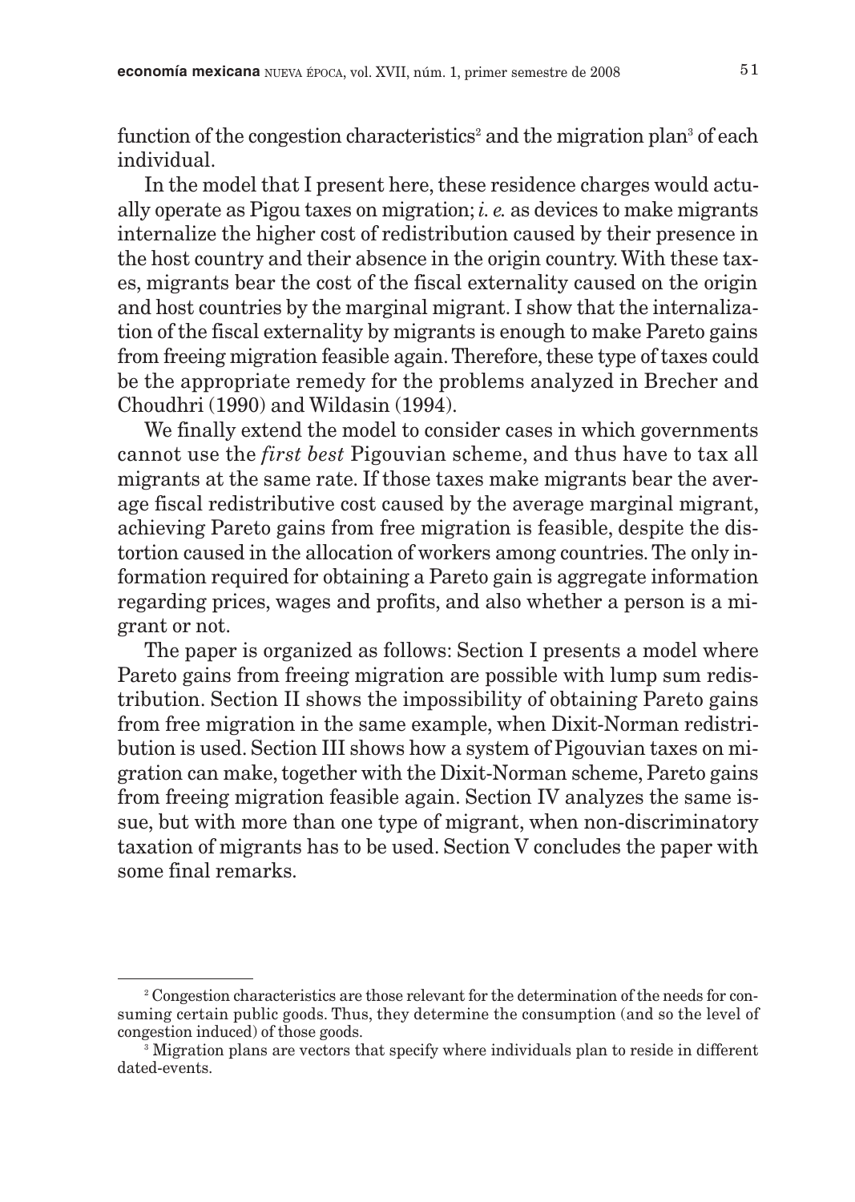function of the congestion characteristics[2] and the migration plan[3] of each individual.

In the model that I present here, these residence charges would actually operate as Pigou taxes on migration; *i. e.* as devices to make migrants internalize the higher cost of redistribution caused by their presence in the host country and their absence in the origin country. With these taxes, migrants bear the cost of the fiscal externality caused on the origin and host countries by the marginal migrant. I show that the internalization of the fiscal externality by migrants is enough to make Pareto gains from freeing migration feasible again. Therefore, these type of taxes could be the appropriate remedy for the problems analyzed in Brecher and Choudhri (1990) and Wildasin (1994).

We finally extend the model to consider cases in which governments cannot use the *first best* Pigouvian scheme, and thus have to tax all migrants at the same rate. If those taxes make migrants bear the average fiscal redistributive cost caused by the average marginal migrant, achieving Pareto gains from free migration is feasible, despite the distortion caused in the allocation of workers among countries. The only information required for obtaining a Pareto gain is aggregate information regarding prices, wages and profits, and also whether a person is a migrant or not.

The paper is organized as follows: Section I presents a model where Pareto gains from freeing migration are possible with lump sum redistribution. Section II shows the impossibility of obtaining Pareto gains from free migration in the same example, when Dixit-Norman redistribution is used. Section III shows how a system of Pigouvian taxes on migration can make, together with the Dixit-Norman scheme, Pareto gains from freeing migration feasible again. Section IV analyzes the same issue, but with more than one type of migrant, when non-discriminatory taxation of migrants has to be used. Section V concludes the paper with some final remarks.

[2] Congestion characteristics are those relevant for the determination of the needs for consuming certain public goods. Thus, they determine the consumption (and so the level of congestion induced) of those goods.

[3] Migration plans are vectors that specify where individuals plan to reside in different dated-events.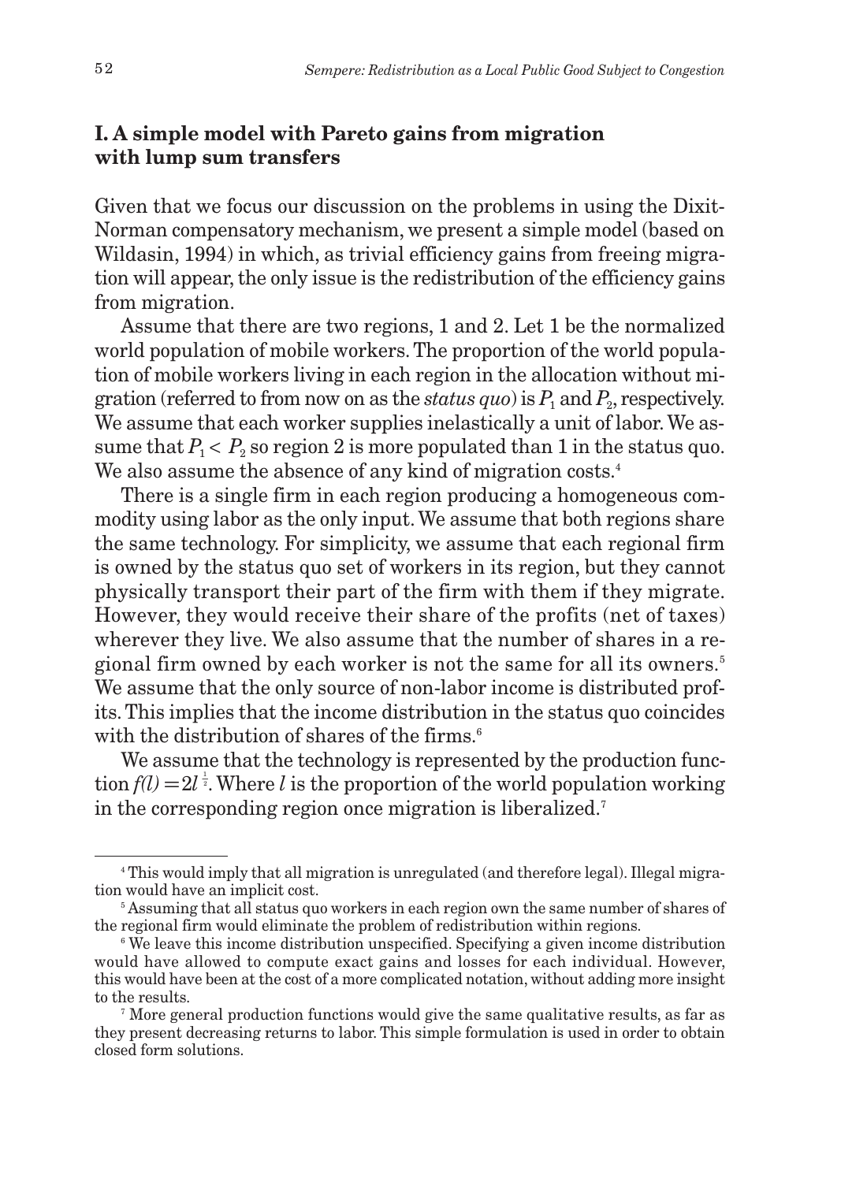## I. A simple model with Pareto gains from migration with lump sum transfers

Given that we focus our discussion on the problems in using the Dixit-Norman compensatory mechanism, we present a simple model (based on Wildasin, 1994) in which, as trivial efficiency gains from freeing migration will appear, the only issue is the redistribution of the efficiency gains from migration.

Assume that there are two regions, 1 and 2. Let 1 be the normalized world population of mobile workers. The proportion of the world population of mobile workers living in each region in the allocation without migration (referred to from now on as the *status quo*) is $P_1$ and $P_2$, respectively. We assume that each worker supplies inelastically a unit of labor. We assume that $P_1 < P_2$ so region 2 is more populated than 1 in the status quo. We also assume the absence of any kind of migration costs.[4]

There is a single firm in each region producing a homogeneous commodity using labor as the only input. We assume that both regions share the same technology. For simplicity, we assume that each regional firm is owned by the status quo set of workers in its region, but they cannot physically transport their part of the firm with them if they migrate. However, they would receive their share of the profits (net of taxes) wherever they live. We also assume that the number of shares in a regional firm owned by each worker is not the same for all its owners.[5] We assume that the only source of non-labor income is distributed profits. This implies that the income distribution in the status quo coincides with the distribution of shares of the firms.[6]

We assume that the technology is represented by the production function $f(l) = 2l^{\frac{1}{2}}$. Where $l$ is the proportion of the world population working in the corresponding region once migration is liberalized.[7]

---

[4] This would imply that all migration is unregulated (and therefore legal). Illegal migration would have an implicit cost.

[5] Assuming that all status quo workers in each region own the same number of shares of the regional firm would eliminate the problem of redistribution within regions.

[6] We leave this income distribution unspecified. Specifying a given income distribution would have allowed to compute exact gains and losses for each individual. However, this would have been at the cost of a more complicated notation, without adding more insight to the results.

[7] More general production functions would give the same qualitative results, as far as they present decreasing returns to labor. This simple formulation is used in order to obtain closed form solutions.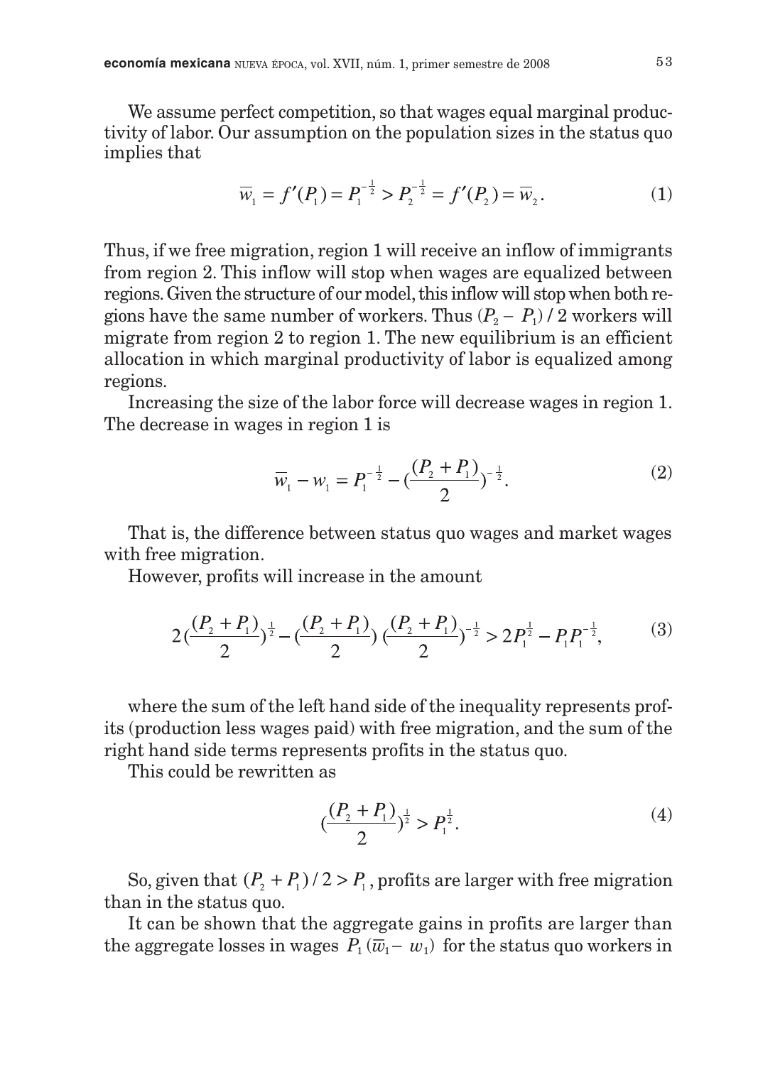We assume perfect competition, so that wages equal marginal productivity of labor. Our assumption on the population sizes in the status quo implies that

$$\overline{w}_1 = f'(P_1) = P_1^{-\frac{1}{2}} > P_2^{-\frac{1}{2}} = f'(P_2) = \overline{w}_2 . \tag{1}$$

Thus, if we free migration, region 1 will receive an inflow of immigrants from region 2. This inflow will stop when wages are equalized between regions. Given the structure of our model, this inflow will stop when both regions have the same number of workers. Thus $(P_2 - P_1)/2$ workers will migrate from region 2 to region 1. The new equilibrium is an efficient allocation in which marginal productivity of labor is equalized among regions.

Increasing the size of the labor force will decrease wages in region 1. The decrease in wages in region 1 is

$$\overline{w}_1 - w_1 = P_1^{-\frac{1}{2}} - (\frac{(P_2 + P_1)}{2})^{-\frac{1}{2}} . \tag{2}$$

That is, the difference between status quo wages and market wages with free migration.

However, profits will increase in the amount

$$2(\frac{(P_2 + P_1)}{2})^{\frac{1}{2}} - (\frac{(P_2 + P_1)}{2})\,(\frac{(P_2 + P_1)}{2})^{-\frac{1}{2}} > 2P_1^{\frac{1}{2}} - P_1 P_1^{-\frac{1}{2}} , \tag{3}$$

where the sum of the left hand side of the inequality represents profits (production less wages paid) with free migration, and the sum of the right hand side terms represents profits in the status quo.

This could be rewritten as

$$(\frac{(P_2 + P_1)}{2})^{\frac{1}{2}} > P_1^{\frac{1}{2}} . \tag{4}$$

So, given that $(P_2 + P_1)/2 > P_1$, profits are larger with free migration than in the status quo.

It can be shown that the aggregate gains in profits are larger than the aggregate losses in wages $P_1(\overline{w}_1 - w_1)$ for the status quo workers in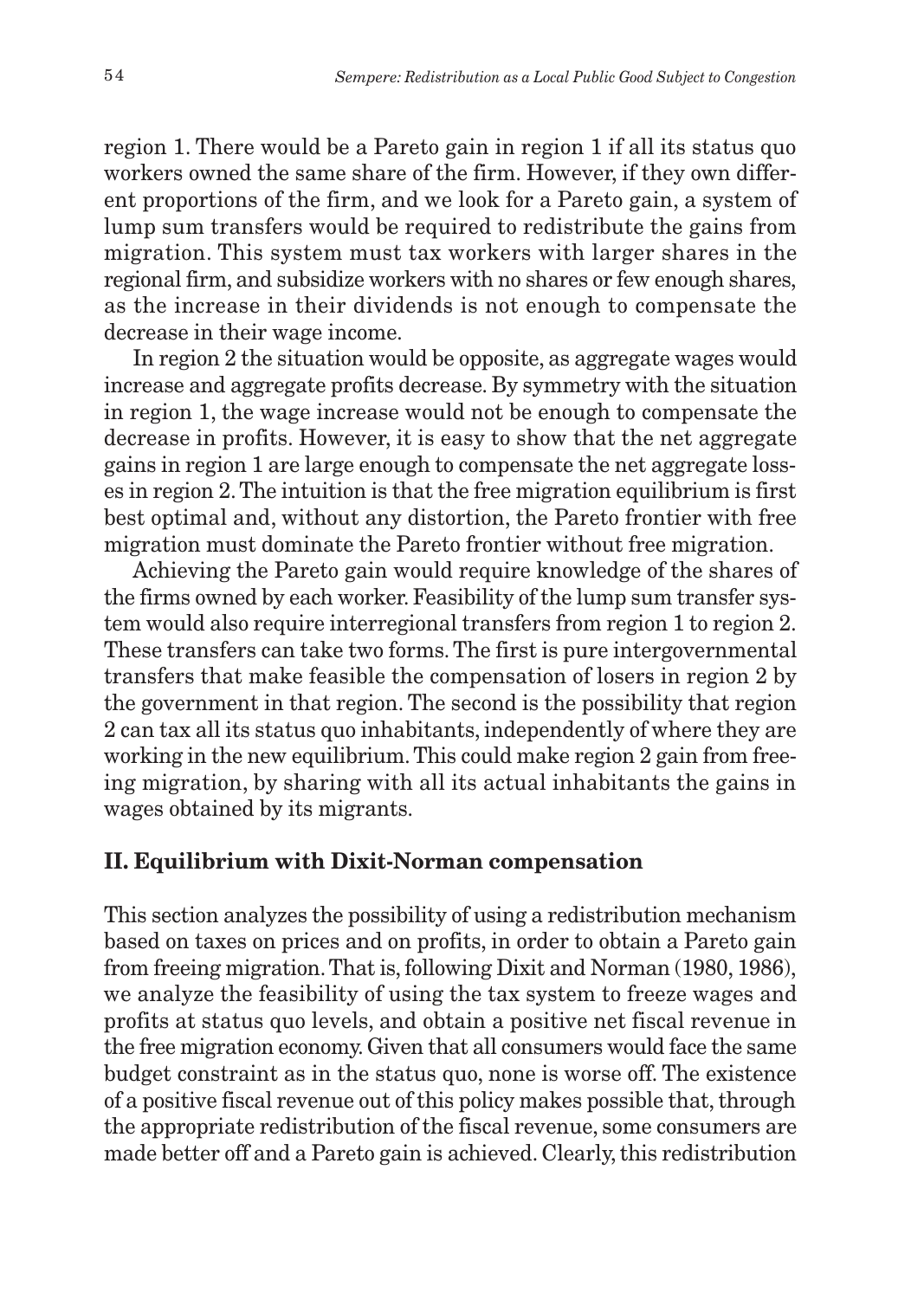region 1. There would be a Pareto gain in region 1 if all its status quo workers owned the same share of the firm. However, if they own different proportions of the firm, and we look for a Pareto gain, a system of lump sum transfers would be required to redistribute the gains from migration. This system must tax workers with larger shares in the regional firm, and subsidize workers with no shares or few enough shares, as the increase in their dividends is not enough to compensate the decrease in their wage income.

In region 2 the situation would be opposite, as aggregate wages would increase and aggregate profits decrease. By symmetry with the situation in region 1, the wage increase would not be enough to compensate the decrease in profits. However, it is easy to show that the net aggregate gains in region 1 are large enough to compensate the net aggregate losses in region 2. The intuition is that the free migration equilibrium is first best optimal and, without any distortion, the Pareto frontier with free migration must dominate the Pareto frontier without free migration.

Achieving the Pareto gain would require knowledge of the shares of the firms owned by each worker. Feasibility of the lump sum transfer system would also require interregional transfers from region 1 to region 2. These transfers can take two forms. The first is pure intergovernmental transfers that make feasible the compensation of losers in region 2 by the government in that region. The second is the possibility that region 2 can tax all its status quo inhabitants, independently of where they are working in the new equilibrium. This could make region 2 gain from freeing migration, by sharing with all its actual inhabitants the gains in wages obtained by its migrants.

## II. Equilibrium with Dixit-Norman compensation

This section analyzes the possibility of using a redistribution mechanism based on taxes on prices and on profits, in order to obtain a Pareto gain from freeing migration. That is, following Dixit and Norman (1980, 1986), we analyze the feasibility of using the tax system to freeze wages and profits at status quo levels, and obtain a positive net fiscal revenue in the free migration economy. Given that all consumers would face the same budget constraint as in the status quo, none is worse off. The existence of a positive fiscal revenue out of this policy makes possible that, through the appropriate redistribution of the fiscal revenue, some consumers are made better off and a Pareto gain is achieved. Clearly, this redistribution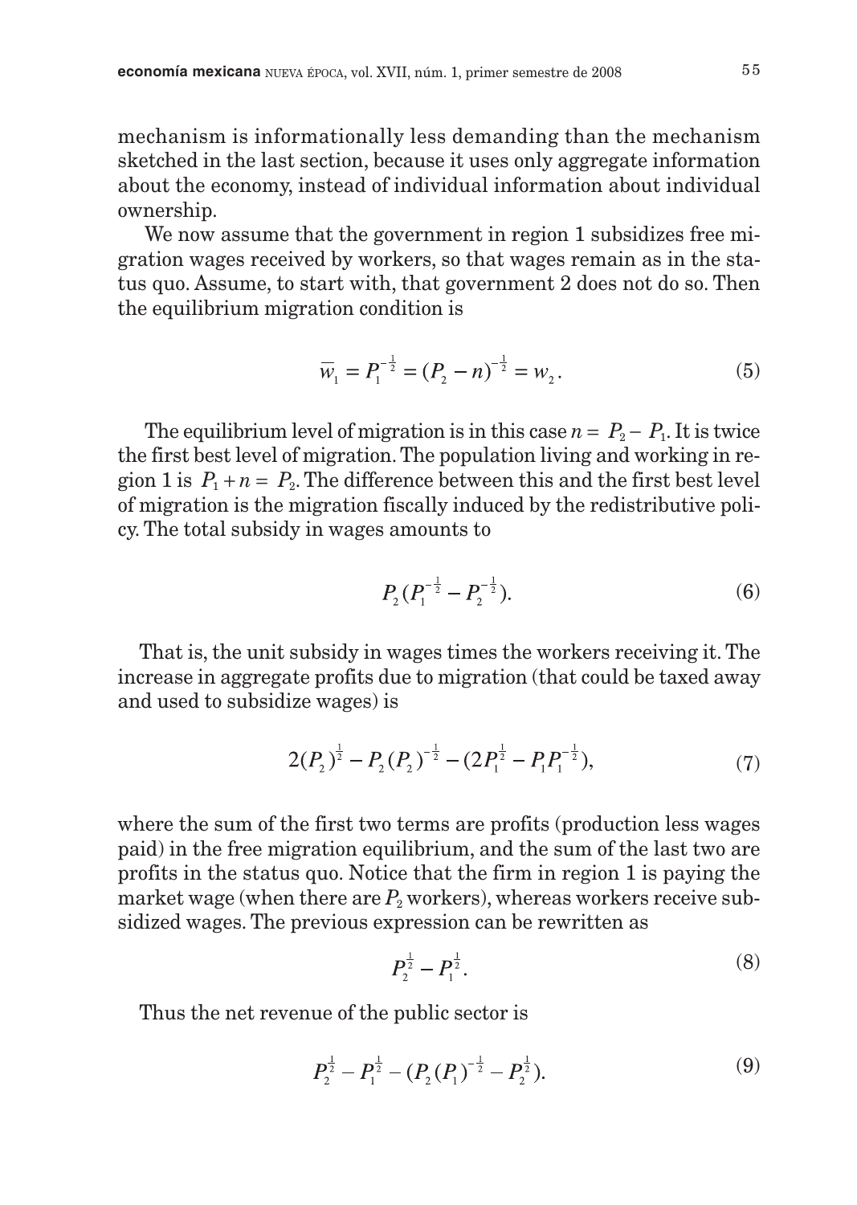mechanism is informationally less demanding than the mechanism sketched in the last section, because it uses only aggregate information about the economy, instead of individual information about individual ownership.

We now assume that the government in region 1 subsidizes free migration wages received by workers, so that wages remain as in the status quo. Assume, to start with, that government 2 does not do so. Then the equilibrium migration condition is

$$\overline{w}_1 = P_1^{-\frac{1}{2}} = (P_2 - n)^{-\frac{1}{2}} = w_2. \tag{5}$$

The equilibrium level of migration is in this case $n = P_2 - P_1$. It is twice the first best level of migration. The population living and working in region 1 is $P_1 + n = P_2$. The difference between this and the first best level of migration is the migration fiscally induced by the redistributive policy. The total subsidy in wages amounts to

$$P_2(P_1^{-\frac{1}{2}} - P_2^{-\frac{1}{2}}). \tag{6}$$

That is, the unit subsidy in wages times the workers receiving it. The increase in aggregate profits due to migration (that could be taxed away and used to subsidize wages) is

$$2(P_2)^{\frac{1}{2}} - P_2(P_2)^{-\frac{1}{2}} - (2P_1^{\frac{1}{2}} - P_1P_1^{-\frac{1}{2}}), \tag{7}$$

where the sum of the first two terms are profits (production less wages paid) in the free migration equilibrium, and the sum of the last two are profits in the status quo. Notice that the firm in region 1 is paying the market wage (when there are $P_2$ workers), whereas workers receive subsidized wages. The previous expression can be rewritten as

$$P_2^{\frac{1}{2}} - P_1^{\frac{1}{2}}. \tag{8}$$

Thus the net revenue of the public sector is

$$P_2^{\frac{1}{2}} - P_1^{\frac{1}{2}} - (P_2(P_1)^{-\frac{1}{2}} - P_2^{\frac{1}{2}}). \tag{9}$$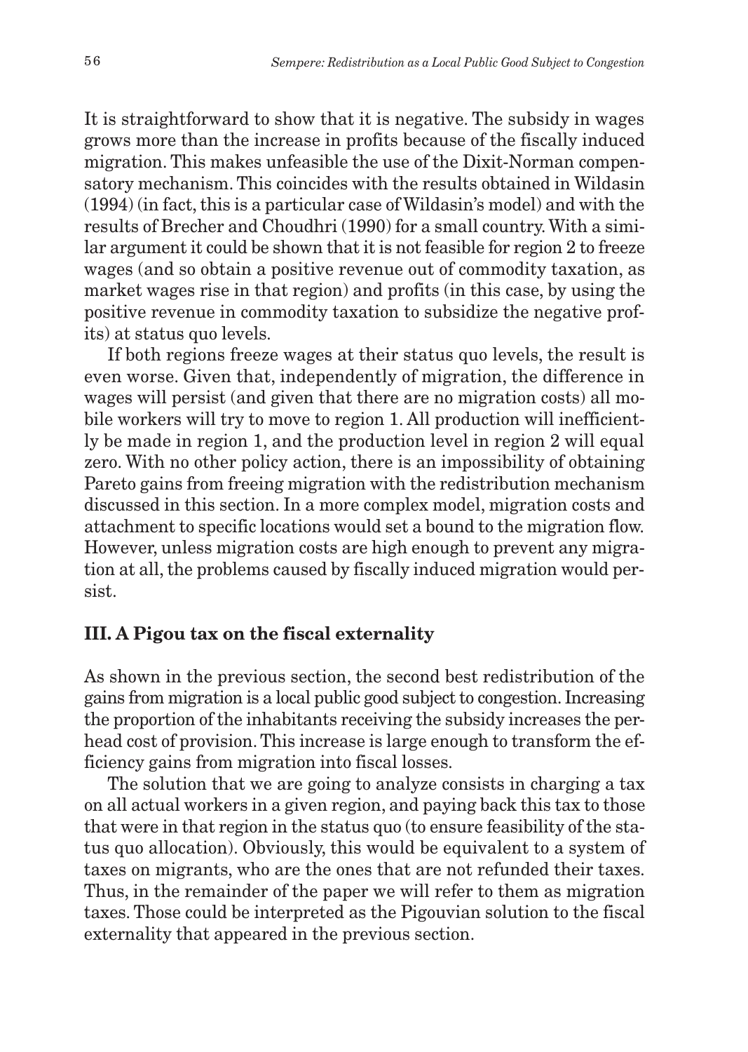It is straightforward to show that it is negative. The subsidy in wages grows more than the increase in profits because of the fiscally induced migration. This makes unfeasible the use of the Dixit-Norman compensatory mechanism. This coincides with the results obtained in Wildasin (1994) (in fact, this is a particular case of Wildasin's model) and with the results of Brecher and Choudhri (1990) for a small country. With a similar argument it could be shown that it is not feasible for region 2 to freeze wages (and so obtain a positive revenue out of commodity taxation, as market wages rise in that region) and profits (in this case, by using the positive revenue in commodity taxation to subsidize the negative profits) at status quo levels.

If both regions freeze wages at their status quo levels, the result is even worse. Given that, independently of migration, the difference in wages will persist (and given that there are no migration costs) all mobile workers will try to move to region 1. All production will inefficiently be made in region 1, and the production level in region 2 will equal zero. With no other policy action, there is an impossibility of obtaining Pareto gains from freeing migration with the redistribution mechanism discussed in this section. In a more complex model, migration costs and attachment to specific locations would set a bound to the migration flow. However, unless migration costs are high enough to prevent any migration at all, the problems caused by fiscally induced migration would persist.

## III. A Pigou tax on the fiscal externality

As shown in the previous section, the second best redistribution of the gains from migration is a local public good subject to congestion. Increasing the proportion of the inhabitants receiving the subsidy increases the per-head cost of provision. This increase is large enough to transform the efficiency gains from migration into fiscal losses.

The solution that we are going to analyze consists in charging a tax on all actual workers in a given region, and paying back this tax to those that were in that region in the status quo (to ensure feasibility of the status quo allocation). Obviously, this would be equivalent to a system of taxes on migrants, who are the ones that are not refunded their taxes. Thus, in the remainder of the paper we will refer to them as migration taxes. Those could be interpreted as the Pigouvian solution to the fiscal externality that appeared in the previous section.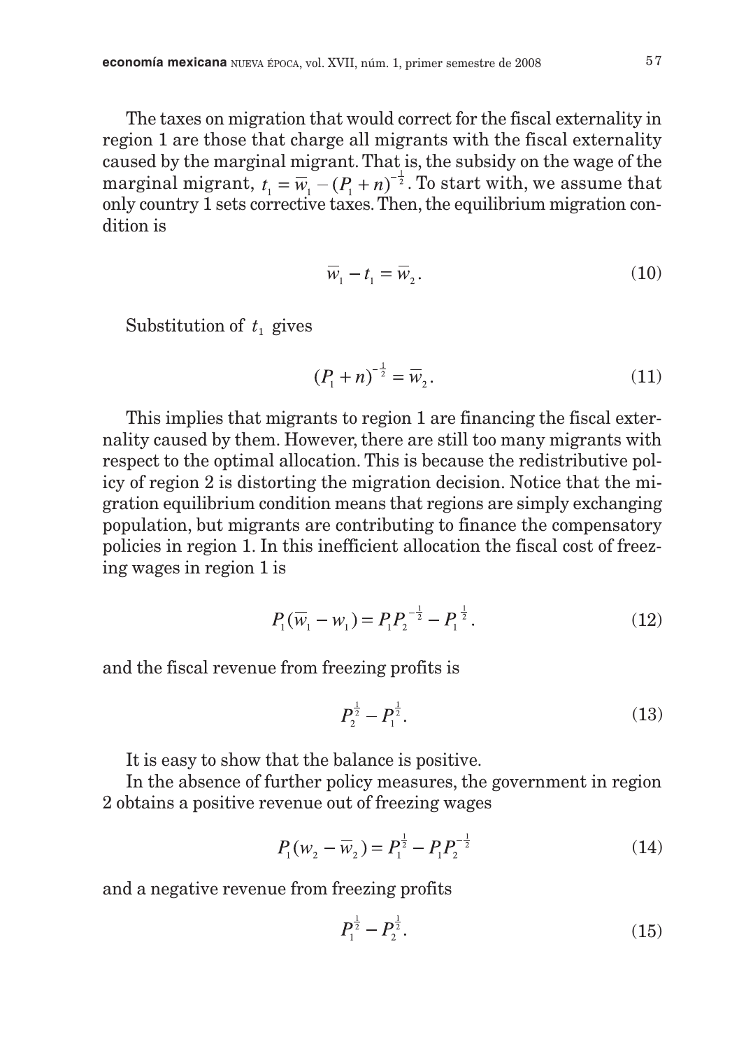The taxes on migration that would correct for the fiscal externality in region 1 are those that charge all migrants with the fiscal externality caused by the marginal migrant. That is, the subsidy on the wage of the marginal migrant, $t_1 = \bar{w}_1 - (P_1 + n)^{-\frac{1}{2}}$. To start with, we assume that only country 1 sets corrective taxes. Then, the equilibrium migration condition is

$$\bar{w}_1 - t_1 = \bar{w}_2. \tag{10}$$

Substitution of $t_1$ gives

$$(P_1 + n)^{-\frac{1}{2}} = \bar{w}_2. \tag{11}$$

This implies that migrants to region 1 are financing the fiscal externality caused by them. However, there are still too many migrants with respect to the optimal allocation. This is because the redistributive policy of region 2 is distorting the migration decision. Notice that the migration equilibrium condition means that regions are simply exchanging population, but migrants are contributing to finance the compensatory policies in region 1. In this inefficient allocation the fiscal cost of freezing wages in region 1 is

$$P_1(\bar{w}_1 - w_1) = P_1 P_2^{-\frac{1}{2}} - P_1^{\frac{1}{2}}. \tag{12}$$

and the fiscal revenue from freezing profits is

$$P_2^{\frac{1}{2}} - P_1^{\frac{1}{2}}. \tag{13}$$

It is easy to show that the balance is positive.

In the absence of further policy measures, the government in region 2 obtains a positive revenue out of freezing wages

$$P_1(w_2 - \bar{w}_2) = P_1^{\frac{1}{2}} - P_1 P_2^{-\frac{1}{2}} \tag{14}$$

and a negative revenue from freezing profits

$$P_1^{\frac{1}{2}} - P_2^{\frac{1}{2}}. \tag{15}$$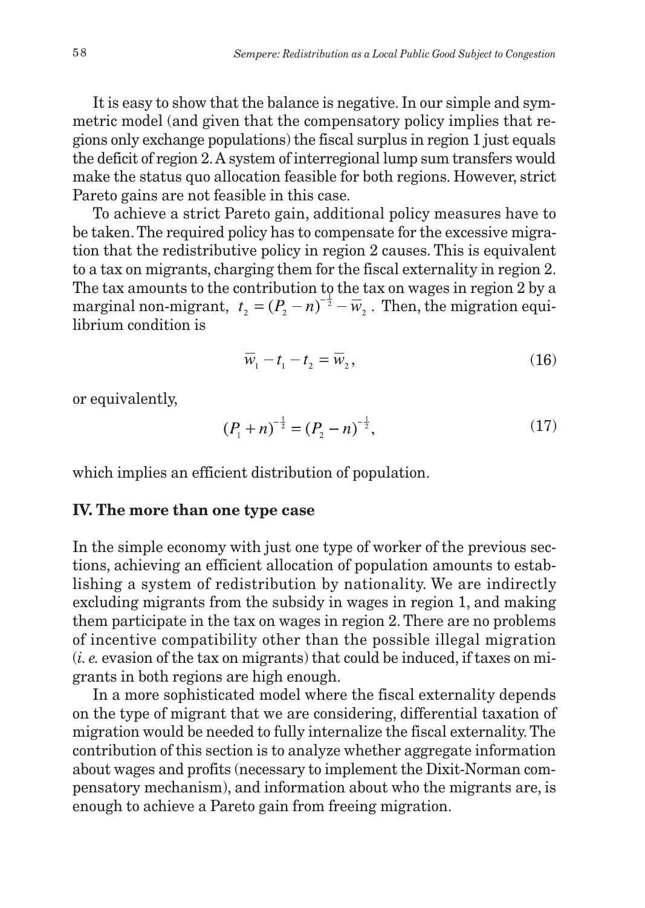It is easy to show that the balance is negative. In our simple and symmetric model (and given that the compensatory policy implies that regions only exchange populations) the fiscal surplus in region 1 just equals the deficit of region 2. A system of interregional lump sum transfers would make the status quo allocation feasible for both regions. However, strict Pareto gains are not feasible in this case.

To achieve a strict Pareto gain, additional policy measures have to be taken. The required policy has to compensate for the excessive migration that the redistributive policy in region 2 causes. This is equivalent to a tax on migrants, charging them for the fiscal externality in region 2. The tax amounts to the contribution to the tax on wages in region 2 by a marginal non-migrant, $t_2 = (P_2 - n)^{-\frac{1}{2}} - \overline{w}_2$. Then, the migration equilibrium condition is

$$\overline{w}_1 - t_1 - t_2 = \overline{w}_2, \tag{16}$$

or equivalently,

$$(P_1 + n)^{-\frac{1}{2}} = (P_2 - n)^{-\frac{1}{2}}, \tag{17}$$

which implies an efficient distribution of population.

## IV. The more than one type case

In the simple economy with just one type of worker of the previous sections, achieving an efficient allocation of population amounts to establishing a system of redistribution by nationality. We are indirectly excluding migrants from the subsidy in wages in region 1, and making them participate in the tax on wages in region 2. There are no problems of incentive compatibility other than the possible illegal migration (*i. e.* evasion of the tax on migrants) that could be induced, if taxes on migrants in both regions are high enough.

In a more sophisticated model where the fiscal externality depends on the type of migrant that we are considering, differential taxation of migration would be needed to fully internalize the fiscal externality. The contribution of this section is to analyze whether aggregate information about wages and profits (necessary to implement the Dixit-Norman compensatory mechanism), and information about who the migrants are, is enough to achieve a Pareto gain from freeing migration.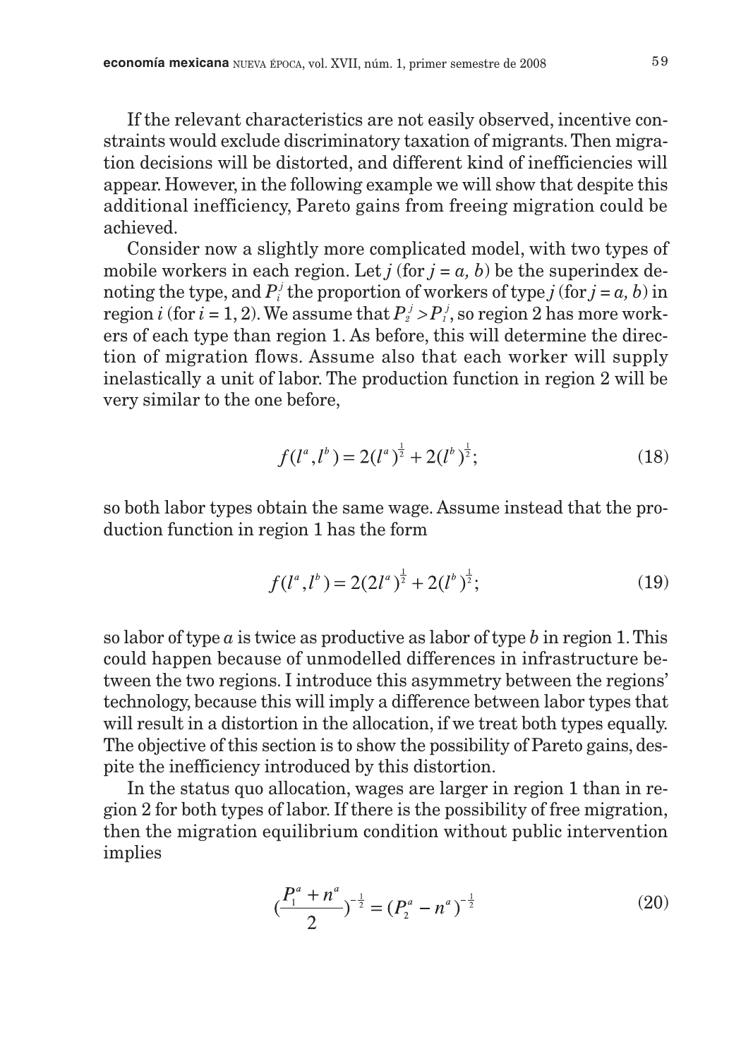If the relevant characteristics are not easily observed, incentive constraints would exclude discriminatory taxation of migrants. Then migration decisions will be distorted, and different kind of inefficiencies will appear. However, in the following example we will show that despite this additional inefficiency, Pareto gains from freeing migration could be achieved.

Consider now a slightly more complicated model, with two types of mobile workers in each region. Let $j$ (for $j = a, b$) be the superindex denoting the type, and $P_i^j$ the proportion of workers of type $j$ (for $j = a, b$) in region $i$ (for $i = 1, 2$). We assume that $P_2^j > P_1^j$, so region 2 has more workers of each type than region 1. As before, this will determine the direction of migration flows. Assume also that each worker will supply inelastically a unit of labor. The production function in region 2 will be very similar to the one before,

$$f(l^a, l^b) = 2(l^a)^{\frac{1}{2}} + 2(l^b)^{\frac{1}{2}}; \tag{18}$$

so both labor types obtain the same wage. Assume instead that the production function in region 1 has the form

$$f(l^a, l^b) = 2(2l^a)^{\frac{1}{2}} + 2(l^b)^{\frac{1}{2}}; \tag{19}$$

so labor of type $a$ is twice as productive as labor of type $b$ in region 1. This could happen because of unmodelled differences in infrastructure between the two regions. I introduce this asymmetry between the regions' technology, because this will imply a difference between labor types that will result in a distortion in the allocation, if we treat both types equally. The objective of this section is to show the possibility of Pareto gains, despite the inefficiency introduced by this distortion.

In the status quo allocation, wages are larger in region 1 than in region 2 for both types of labor. If there is the possibility of free migration, then the migration equilibrium condition without public intervention implies

$$\left(\frac{P_1^a + n^a}{2}\right)^{-\frac{1}{2}} = (P_2^a - n^a)^{-\frac{1}{2}} \tag{20}$$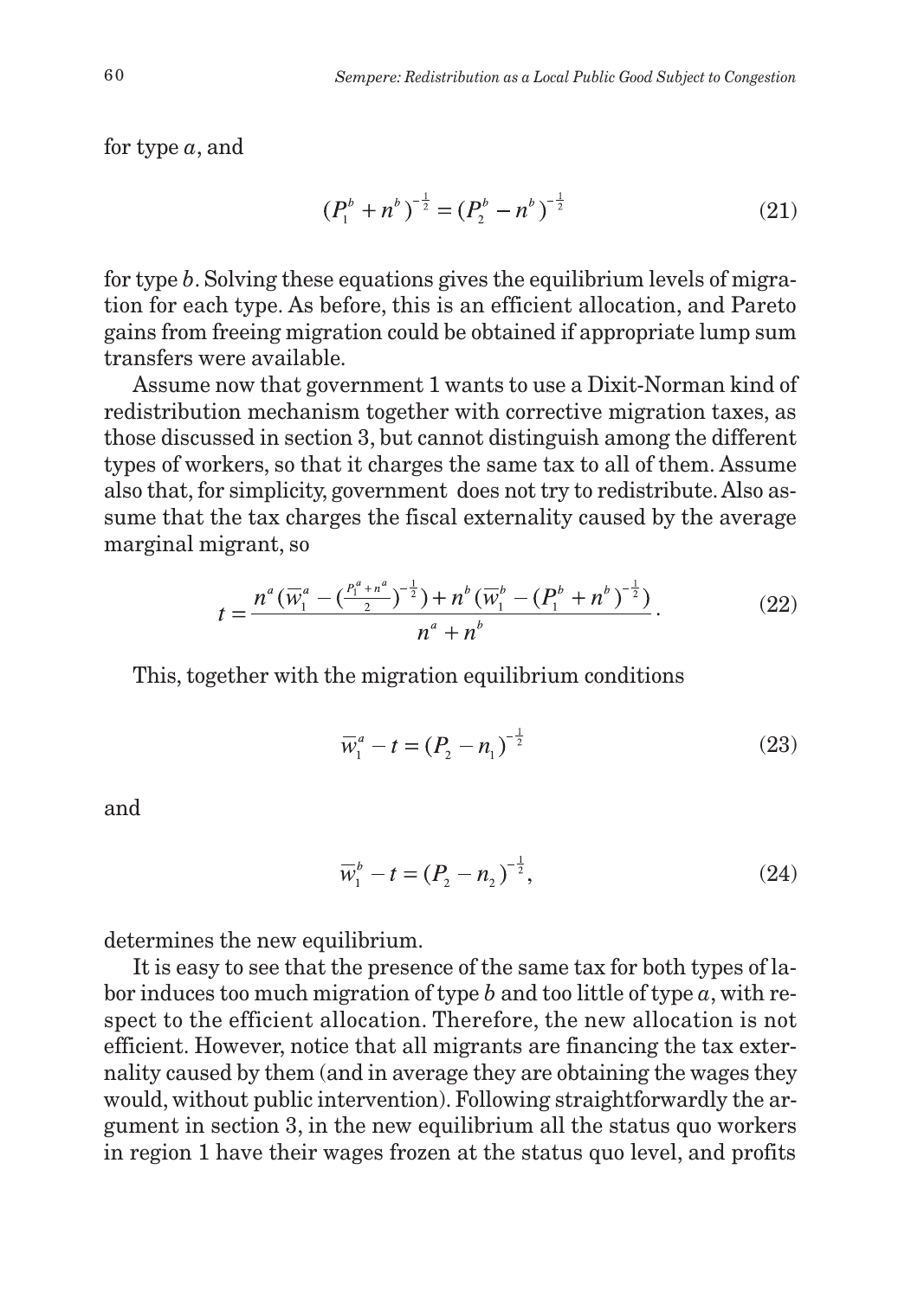for type $a$, and

$$(P_1^b + n^b)^{-\frac{1}{2}} = (P_2^b - n^b)^{-\frac{1}{2}} \tag{21}$$

for type $b$. Solving these equations gives the equilibrium levels of migration for each type. As before, this is an efficient allocation, and Pareto gains from freeing migration could be obtained if appropriate lump sum transfers were available.

Assume now that government 1 wants to use a Dixit-Norman kind of redistribution mechanism together with corrective migration taxes, as those discussed in section 3, but cannot distinguish among the different types of workers, so that it charges the same tax to all of them. Assume also that, for simplicity, government does not try to redistribute. Also assume that the tax charges the fiscal externality caused by the average marginal migrant, so

$$t = \frac{n^a(\overline{w}_1^a - (\frac{P_1^a + n^a}{2})^{-\frac{1}{2}}) + n^b(\overline{w}_1^b - (P_1^b + n^b)^{-\frac{1}{2}})}{n^a + n^b}. \tag{22}$$

This, together with the migration equilibrium conditions

$$\overline{w}_1^a - t = (P_2 - n_1)^{-\frac{1}{2}} \tag{23}$$

and

$$\overline{w}_1^b - t = (P_2 - n_2)^{-\frac{1}{2}}, \tag{24}$$

determines the new equilibrium.

It is easy to see that the presence of the same tax for both types of labor induces too much migration of type $b$ and too little of type $a$, with respect to the efficient allocation. Therefore, the new allocation is not efficient. However, notice that all migrants are financing the tax externality caused by them (and in average they are obtaining the wages they would, without public intervention). Following straightforwardly the argument in section 3, in the new equilibrium all the status quo workers in region 1 have their wages frozen at the status quo level, and profits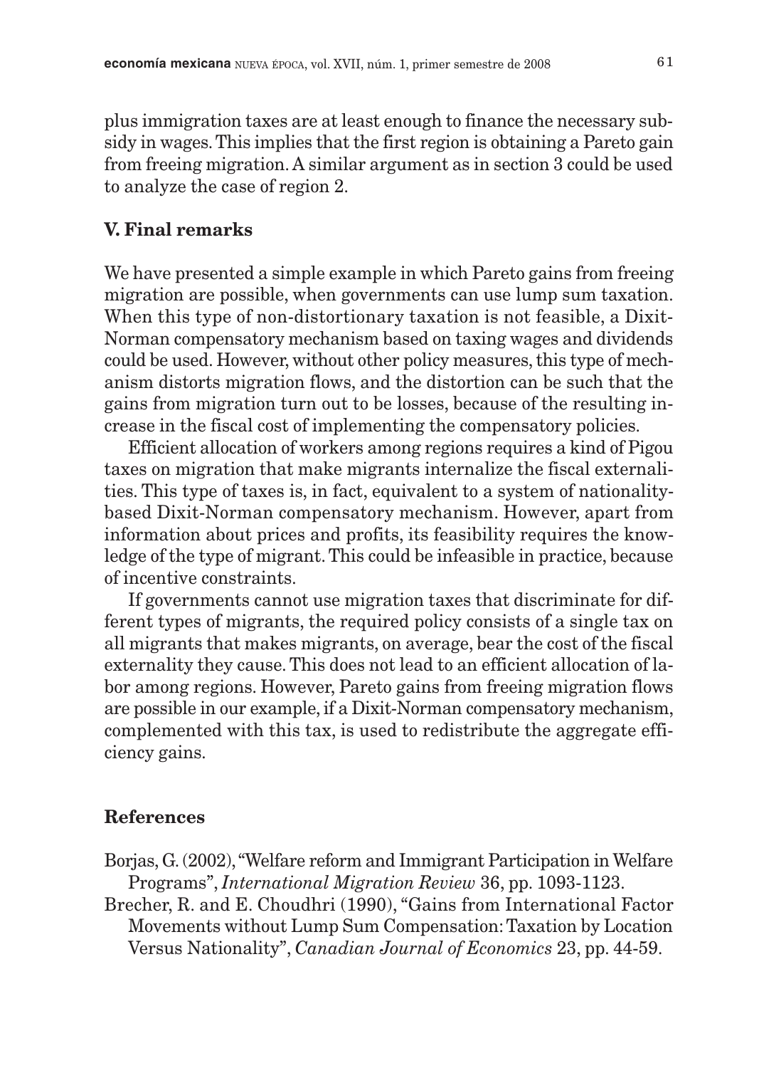plus immigration taxes are at least enough to finance the necessary subsidy in wages. This implies that the first region is obtaining a Pareto gain from freeing migration. A similar argument as in section 3 could be used to analyze the case of region 2.

## V. Final remarks

We have presented a simple example in which Pareto gains from freeing migration are possible, when governments can use lump sum taxation. When this type of non-distortionary taxation is not feasible, a Dixit-Norman compensatory mechanism based on taxing wages and dividends could be used. However, without other policy measures, this type of mechanism distorts migration flows, and the distortion can be such that the gains from migration turn out to be losses, because of the resulting increase in the fiscal cost of implementing the compensatory policies.

Efficient allocation of workers among regions requires a kind of Pigou taxes on migration that make migrants internalize the fiscal externalities. This type of taxes is, in fact, equivalent to a system of nationality-based Dixit-Norman compensatory mechanism. However, apart from information about prices and profits, its feasibility requires the knowledge of the type of migrant. This could be infeasible in practice, because of incentive constraints.

If governments cannot use migration taxes that discriminate for different types of migrants, the required policy consists of a single tax on all migrants that makes migrants, on average, bear the cost of the fiscal externality they cause. This does not lead to an efficient allocation of labor among regions. However, Pareto gains from freeing migration flows are possible in our example, if a Dixit-Norman compensatory mechanism, complemented with this tax, is used to redistribute the aggregate efficiency gains.

## References

Borjas, G. (2002), "Welfare reform and Immigrant Participation in Welfare Programs", *International Migration Review* 36, pp. 1093-1123.

Brecher, R. and E. Choudhri (1990), "Gains from International Factor Movements without Lump Sum Compensation: Taxation by Location Versus Nationality", *Canadian Journal of Economics* 23, pp. 44-59.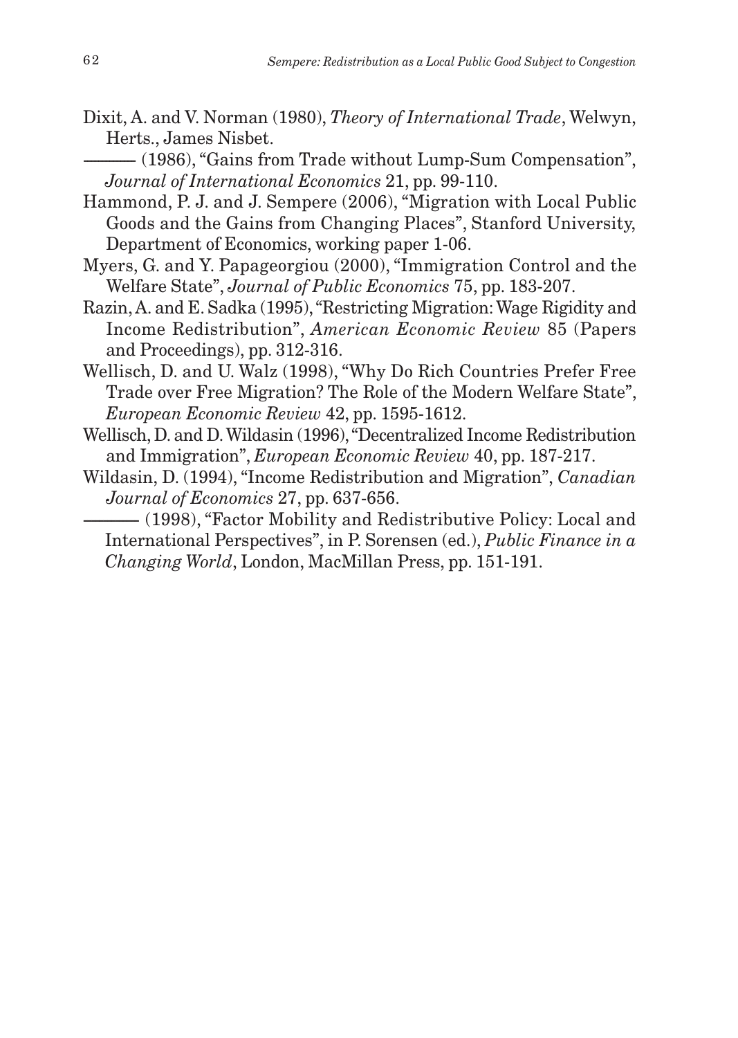Dixit, A. and V. Norman (1980), *Theory of International Trade*, Welwyn, Herts., James Nisbet.

——— (1986), "Gains from Trade without Lump-Sum Compensation", *Journal of International Economics* 21, pp. 99-110.

Hammond, P. J. and J. Sempere (2006), "Migration with Local Public Goods and the Gains from Changing Places", Stanford University, Department of Economics, working paper 1-06.

Myers, G. and Y. Papageorgiou (2000), "Immigration Control and the Welfare State", *Journal of Public Economics* 75, pp. 183-207.

Razin, A. and E. Sadka (1995), "Restricting Migration: Wage Rigidity and Income Redistribution", *American Economic Review* 85 (Papers and Proceedings), pp. 312-316.

Wellisch, D. and U. Walz (1998), "Why Do Rich Countries Prefer Free Trade over Free Migration? The Role of the Modern Welfare State", *European Economic Review* 42, pp. 1595-1612.

Wellisch, D. and D. Wildasin (1996), "Decentralized Income Redistribution and Immigration", *European Economic Review* 40, pp. 187-217.

Wildasin, D. (1994), "Income Redistribution and Migration", *Canadian Journal of Economics* 27, pp. 637-656.

——— (1998), "Factor Mobility and Redistributive Policy: Local and International Perspectives", in P. Sorensen (ed.), *Public Finance in a Changing World*, London, MacMillan Press, pp. 151-191.